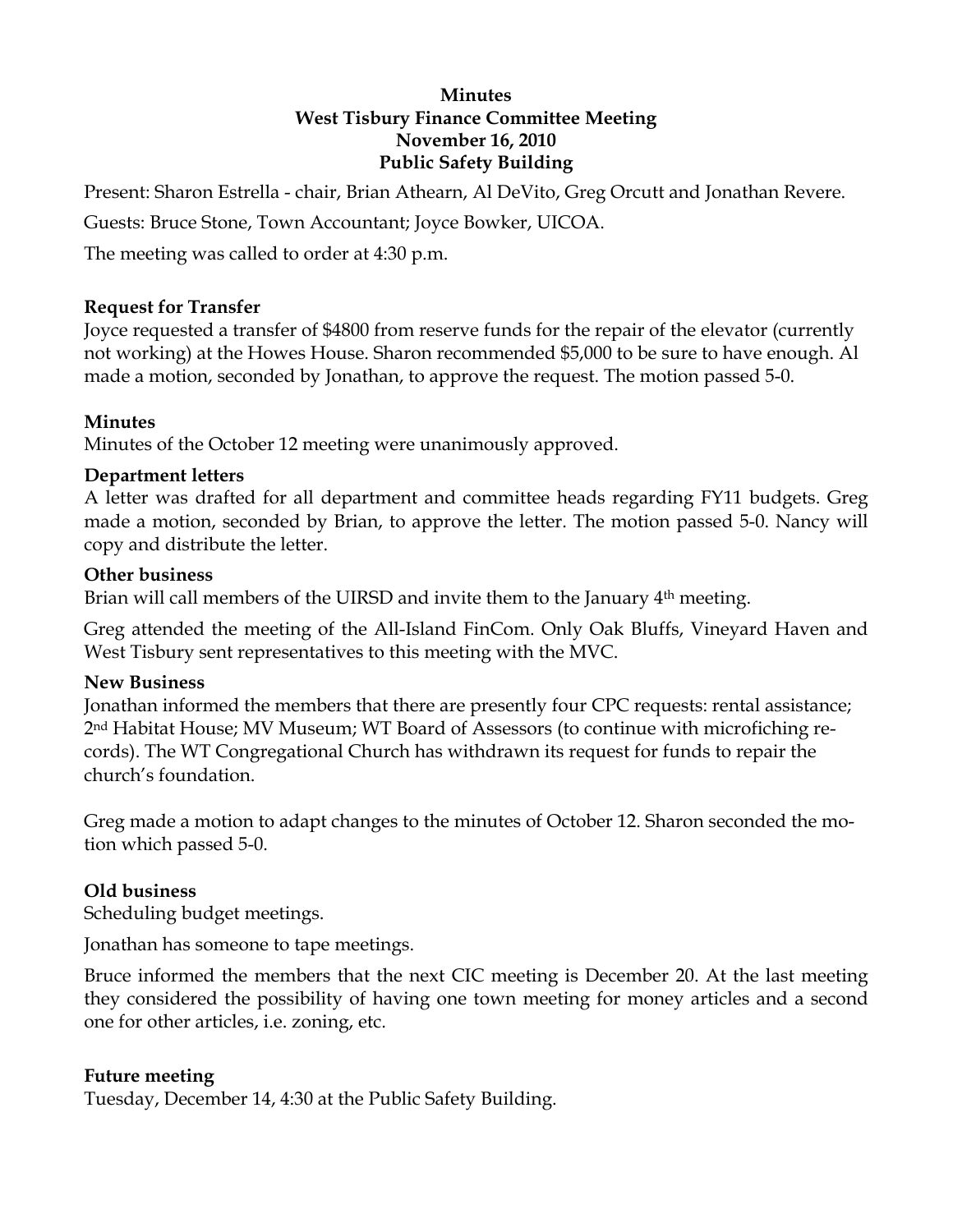**Minutes**
**West Tisbury Finance Committee Meeting**
**November 16, 2010**
**Public Safety Building**

Present: Sharon Estrella - chair, Brian Athearn, Al DeVito, Greg Orcutt and Jonathan Revere.

Guests: Bruce Stone, Town Accountant; Joyce Bowker, UICOA.

The meeting was called to order at 4:30 p.m.

**Request for Transfer**

Joyce requested a transfer of $4800 from reserve funds for the repair of the elevator (currently not working) at the Howes House. Sharon recommended $5,000 to be sure to have enough. Al made a motion, seconded by Jonathan, to approve the request. The motion passed 5-0.

**Minutes**

Minutes of the October 12 meeting were unanimously approved.

**Department letters**

A letter was drafted for all department and committee heads regarding FY11 budgets. Greg made a motion, seconded by Brian, to approve the letter. The motion passed 5-0. Nancy will copy and distribute the letter.

**Other business**

Brian will call members of the UIRSD and invite them to the January 4th meeting.

Greg attended the meeting of the All-Island FinCom. Only Oak Bluffs, Vineyard Haven and West Tisbury sent representatives to this meeting with the MVC.

**New Business**

Jonathan informed the members that there are presently four CPC requests: rental assistance; 2nd Habitat House; MV Museum; WT Board of Assessors (to continue with microfiching records). The WT Congregational Church has withdrawn its request for funds to repair the church's foundation.

Greg made a motion to adapt changes to the minutes of October 12. Sharon seconded the motion which passed 5-0.

**Old business**

Scheduling budget meetings.

Jonathan has someone to tape meetings.

Bruce informed the members that the next CIC meeting is December 20. At the last meeting they considered the possibility of having one town meeting for money articles and a second one for other articles, i.e. zoning, etc.

**Future meeting**

Tuesday, December 14, 4:30 at the Public Safety Building.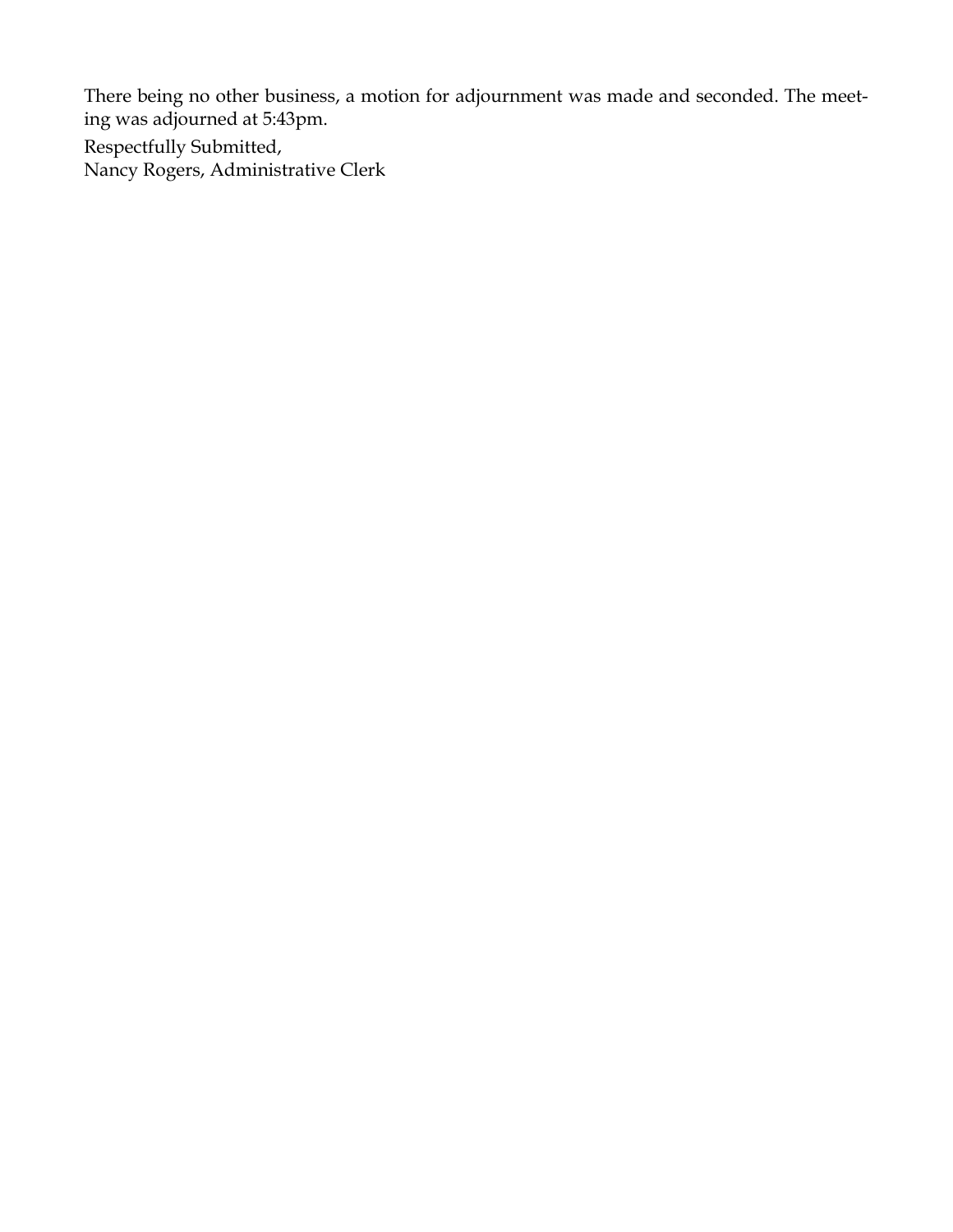There being no other business, a motion for adjournment was made and seconded. The meeting was adjourned at 5:43pm.

Respectfully Submitted,
Nancy Rogers, Administrative Clerk